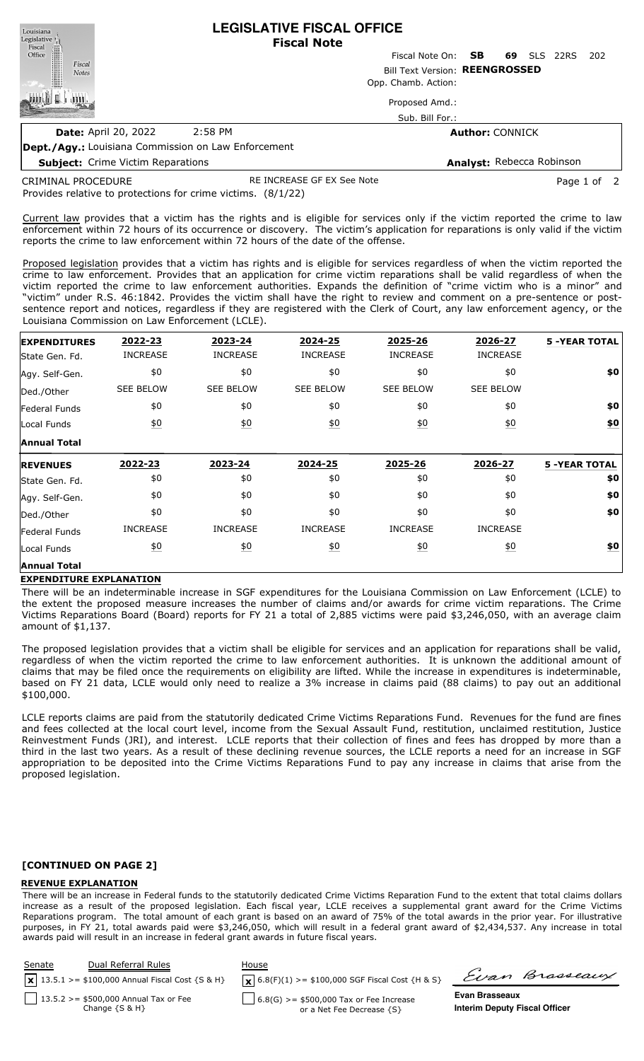# LEGISLATIVE FISCAL OFFICE
## Fiscal Note

Fiscal Note On: **SB 69** SLS 22RS 202

Bill Text Version: **REENGROSSED**

Opp. Chamb. Action:

Proposed Amd.:

Sub. Bill For.:

**Date:** April 20, 2022 2:58 PM

**Author:** CONNICK

**Dept./Agy.:** Louisiana Commission on Law Enforcement

**Subject:** Crime Victim Reparations

**Analyst:** Rebecca Robinson

CRIMINAL PROCEDURE RE INCREASE GF EX See Note

Provides relative to protections for crime victims. (8/1/22)

Current law provides that a victim has the rights and is eligible for services only if the victim reported the crime to law enforcement within 72 hours of its occurrence or discovery. The victim's application for reparations is only valid if the victim reports the crime to law enforcement within 72 hours of the date of the offense.

Proposed legislation provides that a victim has rights and is eligible for services regardless of when the victim reported the crime to law enforcement. Provides that an application for crime victim reparations shall be valid regardless of when the victim reported the crime to law enforcement authorities. Expands the definition of "crime victim who is a minor" and "victim" under R.S. 46:1842. Provides the victim shall have the right to review and comment on a pre-sentence or post-sentence report and notices, regardless if they are registered with the Clerk of Court, any law enforcement agency, or the Louisiana Commission on Law Enforcement (LCLE).

| EXPENDITURES | 2022-23 | 2023-24 | 2024-25 | 2025-26 | 2026-27 | 5 -YEAR TOTAL |
|---|---|---|---|---|---|---|
| State Gen. Fd. | INCREASE | INCREASE | INCREASE | INCREASE | INCREASE | |
| Agy. Self-Gen. | $0 | $0 | $0 | $0 | $0 | $0 |
| Ded./Other | SEE BELOW | SEE BELOW | SEE BELOW | SEE BELOW | SEE BELOW | |
| Federal Funds | $0 | $0 | $0 | $0 | $0 | $0 |
| Local Funds | $0 | $0 | $0 | $0 | $0 | $0 |
| **Annual Total** | | | | | | |

| REVENUES | 2022-23 | 2023-24 | 2024-25 | 2025-26 | 2026-27 | 5 -YEAR TOTAL |
|---|---|---|---|---|---|---|
| State Gen. Fd. | $0 | $0 | $0 | $0 | $0 | $0 |
| Agy. Self-Gen. | $0 | $0 | $0 | $0 | $0 | $0 |
| Ded./Other | $0 | $0 | $0 | $0 | $0 | $0 |
| Federal Funds | INCREASE | INCREASE | INCREASE | INCREASE | INCREASE | |
| Local Funds | $0 | $0 | $0 | $0 | $0 | $0 |
| **Annual Total** | | | | | | |

**EXPENDITURE EXPLANATION**

There will be an indeterminable increase in SGF expenditures for the Louisiana Commission on Law Enforcement (LCLE) to the extent the proposed measure increases the number of claims and/or awards for crime victim reparations. The Crime Victims Reparations Board (Board) reports for FY 21 a total of 2,885 victims were paid $3,246,050, with an average claim amount of $1,137.

The proposed legislation provides that a victim shall be eligible for services and an application for reparations shall be valid, regardless of when the victim reported the crime to law enforcement authorities. It is unknown the additional amount of claims that may be filed once the requirements on eligibility are lifted. While the increase in expenditures is indeterminable, based on FY 21 data, LCLE would only need to realize a 3% increase in claims paid (88 claims) to pay out an additional $100,000.

LCLE reports claims are paid from the statutorily dedicated Crime Victims Reparations Fund. Revenues for the fund are fines and fees collected at the local court level, income from the Sexual Assault Fund, restitution, unclaimed restitution, Justice Reinvestment Funds (JRI), and interest. LCLE reports that their collection of fines and fees has dropped by more than a third in the last two years. As a result of these declining revenue sources, the LCLE reports a need for an increase in SGF appropriation to be deposited into the Crime Victims Reparations Fund to pay any increase in claims that arise from the proposed legislation.

**[CONTINUED ON PAGE 2]**

**REVENUE EXPLANATION**

There will be an increase in Federal funds to the statutorily dedicated Crime Victims Reparation Fund to the extent that total claims dollars increase as a result of the proposed legislation. Each fiscal year, LCLE receives a supplemental grant award for the Crime Victims Reparations program. The total amount of each grant is based on an award of 75% of the total awards in the prior year. For illustrative purposes, in FY 21, total awards paid were $3,246,050, which will result in a federal grant award of $2,434,537. Any increase in total awards paid will result in an increase in federal grant awards in future fiscal years.

| Senate | Dual Referral Rules | House |
|---|---|---|
| [x] 13.5.1 >= $100,000 Annual Fiscal Cost {S & H} | | [x] 6.8(F)(1) >= $100,000 SGF Fiscal Cost {H & S} |
| [ ] 13.5.2 >= $500,000 Annual Tax or Fee Change {S & H} | | [ ] 6.8(G) >= $500,000 Tax or Fee Increase or a Net Fee Decrease {S} |

**Evan Brasseaux**
**Interim Deputy Fiscal Officer**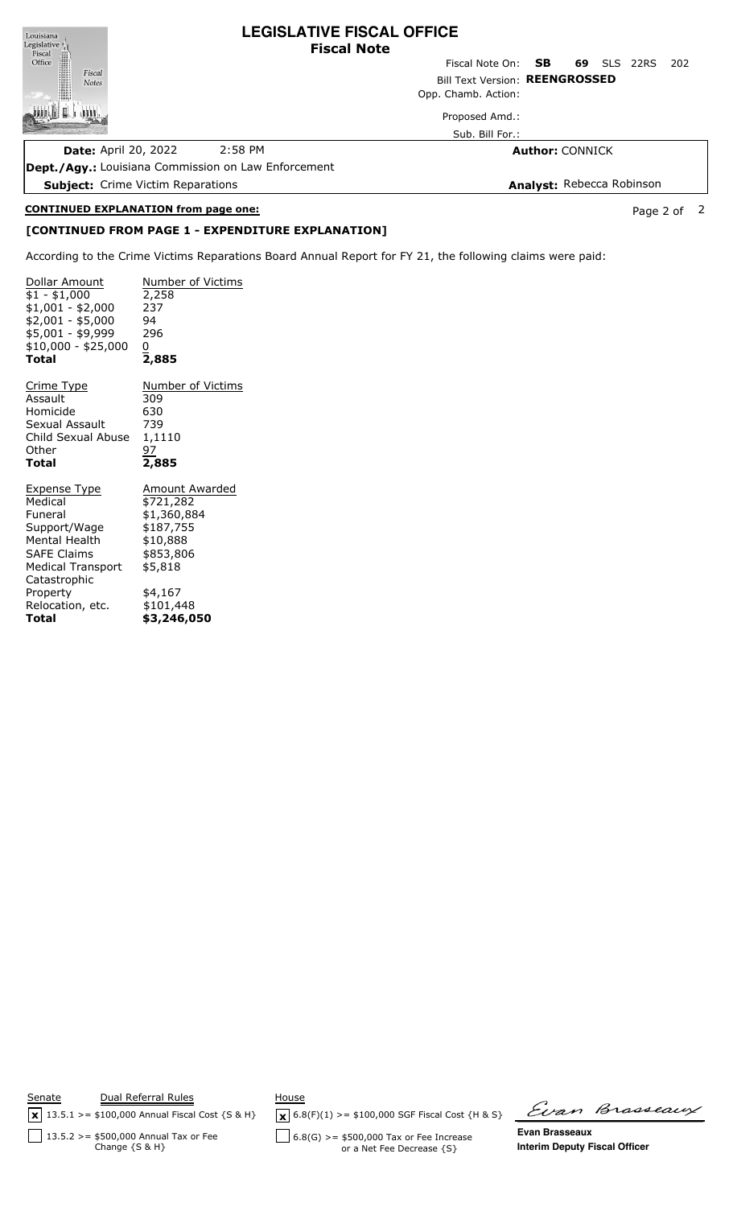# LEGISLATIVE FISCAL OFFICE
## Fiscal Note

Fiscal Note On: **SB 69** SLS 22RS 202

Bill Text Version: **REENGROSSED**

Opp. Chamb. Action:

Proposed Amd.:

Sub. Bill For.:

**Date:** April 20, 2022 2:58 PM

**Author:** CONNICK

**Dept./Agy.:** Louisiana Commission on Law Enforcement

**Subject:** Crime Victim Reparations

**Analyst:** Rebecca Robinson

**CONTINUED EXPLANATION from page one:**

**[CONTINUED FROM PAGE 1 - EXPENDITURE EXPLANATION]**

According to the Crime Victims Reparations Board Annual Report for FY 21, the following claims were paid:

| Dollar Amount | Number of Victims |
|---|---|
| $1 - $1,000 | 2,258 |
| $1,001 - $2,000 | 237 |
| $2,001 - $5,000 | 94 |
| $5,001 - $9,999 | 296 |
| $10,000 - $25,000 | 0 |
| **Total** | **2,885** |

| Crime Type | Number of Victims |
|---|---|
| Assault | 309 |
| Homicide | 630 |
| Sexual Assault | 739 |
| Child Sexual Abuse | 1,1110 |
| Other | 97 |
| **Total** | **2,885** |

| Expense Type | Amount Awarded |
|---|---|
| Medical | $721,282 |
| Funeral | $1,360,884 |
| Support/Wage | $187,755 |
| Mental Health | $10,888 |
| SAFE Claims | $853,806 |
| Medical Transport | $5,818 |
| Catastrophic | |
| Property | $4,167 |
| Relocation, etc. | $101,448 |
| **Total** | **$3,246,050** |

Senate — Dual Referral Rules

[x] 13.5.1 >= $100,000 Annual Fiscal Cost {S & H}

[ ] 13.5.2 >= $500,000 Annual Tax or Fee Change {S & H}

House

[x] 6.8(F)(1) >= $100,000 SGF Fiscal Cost {H & S}

[ ] 6.8(G) >= $500,000 Tax or Fee Increase or a Net Fee Decrease {S}

**Evan Brasseaux**
**Interim Deputy Fiscal Officer**